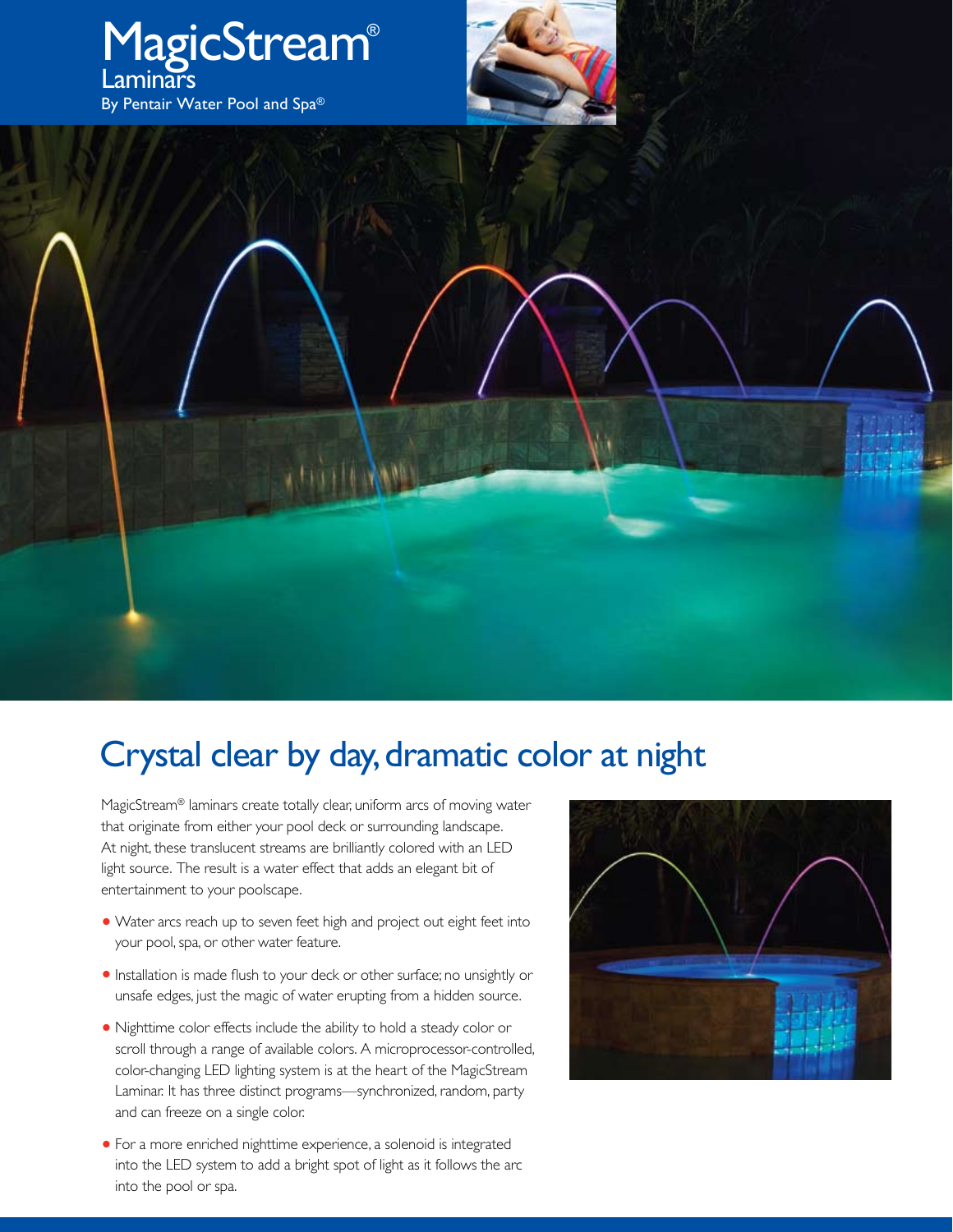# MagicStream®

## Laminars

By Pentair Water Pool and Spa®

## Crystal clear by day, dramatic color at night

MagicStream® laminars create totally clear, uniform arcs of moving water that originate from either your pool deck or surrounding landscape. At night, these translucent streams are brilliantly colored with an LED light source. The result is a water effect that adds an elegant bit of entertainment to your poolscape.

- Water arcs reach up to seven feet high and project out eight feet into your pool, spa, or other water feature.
- Installation is made flush to your deck or other surface; no unsightly or unsafe edges, just the magic of water erupting from a hidden source.
- Nighttime color effects include the ability to hold a steady color or scroll through a range of available colors. A microprocessor-controlled, color-changing LED lighting system is at the heart of the MagicStream Laminar. It has three distinct programs—synchronized, random, party and can freeze on a single color.
- For a more enriched nighttime experience, a solenoid is integrated into the LED system to add a bright spot of light as it follows the arc into the pool or spa.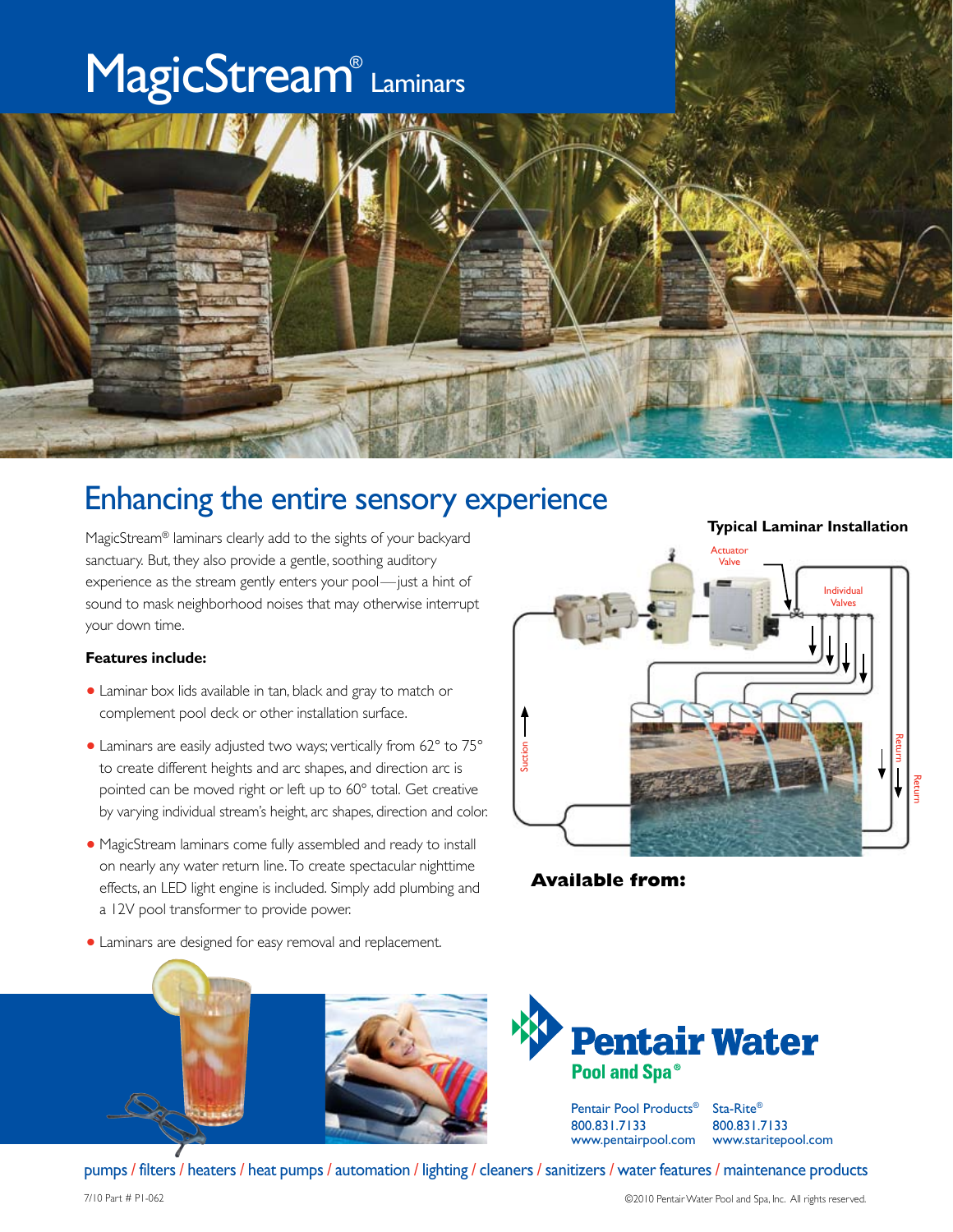# MagicStream® Laminars

## Enhancing the entire sensory experience

MagicStream® laminars clearly add to the sights of your backyard sanctuary. But, they also provide a gentle, soothing auditory experience as the stream gently enters your pool—just a hint of sound to mask neighborhood noises that may otherwise interrupt your down time.

**Features include:**

- Laminar box lids available in tan, black and gray to match or complement pool deck or other installation surface.
- Laminars are easily adjusted two ways; vertically from 62° to 75° to create different heights and arc shapes, and direction arc is pointed can be moved right or left up to 60° total. Get creative by varying individual stream's height, arc shapes, direction and color.
- MagicStream laminars come fully assembled and ready to install on nearly any water return line. To create spectacular nighttime effects, an LED light engine is included. Simply add plumbing and a 12V pool transformer to provide power.
- Laminars are designed for easy removal and replacement.

**Typical Laminar Installation**

Actuator Valve

Individual Valves

Suction

Return

Return

**Available from:**

**Pentair Water**
**Pool and Spa®**

Pentair Pool Products®
800.831.7133
www.pentairpool.com

Sta-Rite®
800.831.7133
www.staritepool.com

pumps / filters / heaters / heat pumps / automation / lighting / cleaners / sanitizers / water features / maintenance products

7/10 Part # P1-062

©2010 Pentair Water Pool and Spa, Inc. All rights reserved.